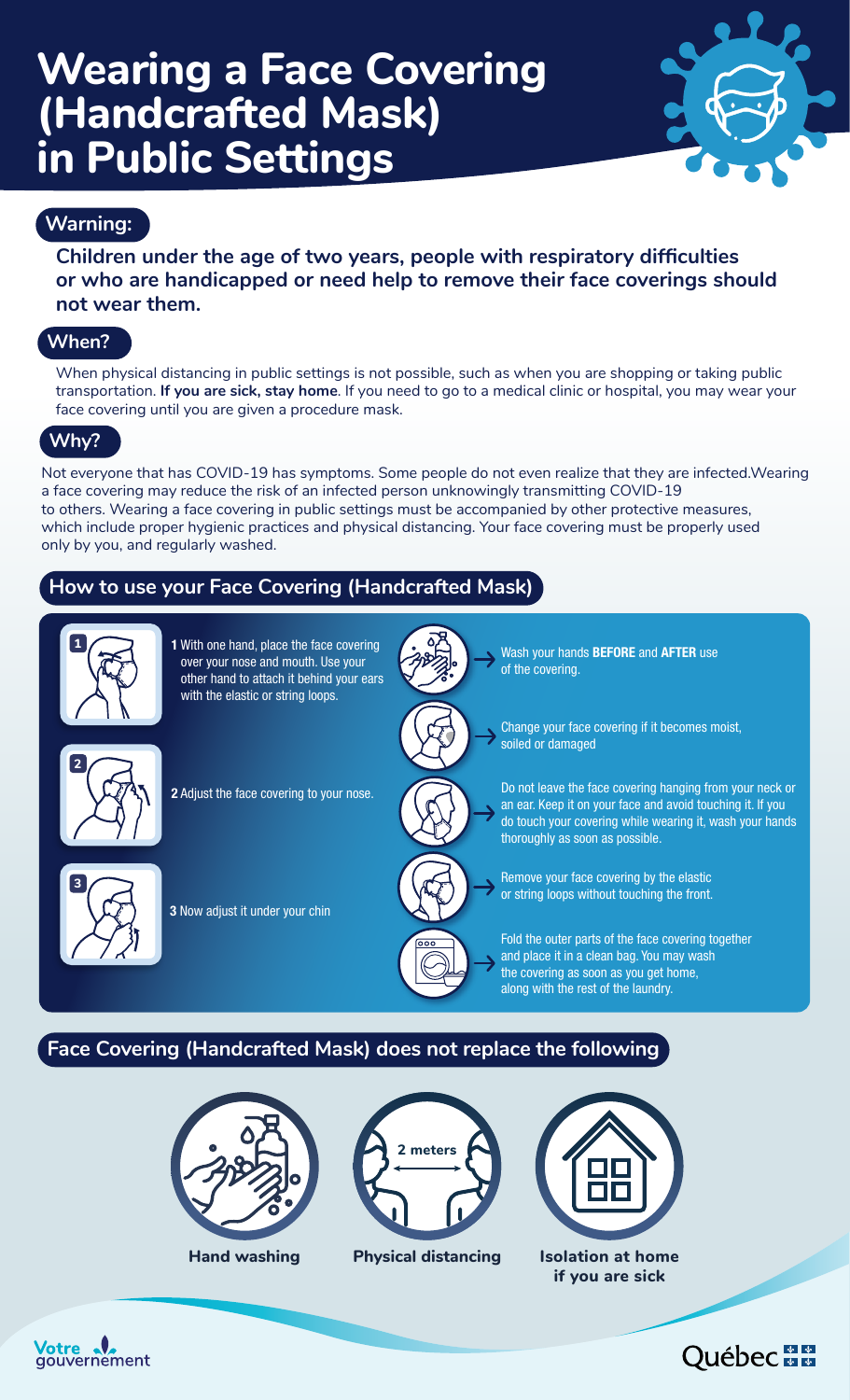# Wearing a Face Covering (Handcrafted Mask) in Public Settings

## Warning:

**Children under the age of two years, people with respiratory difficulties or who are handicapped or need help to remove their face coverings should not wear them.**

## When?

When physical distancing in public settings is not possible, such as when you are shopping or taking public transportation. **If you are sick, stay home**. If you need to go to a medical clinic or hospital, you may wear your face covering until you are given a procedure mask.

## Why?

Not everyone that has COVID-19 has symptoms. Some people do not even realize that they are infected.Wearing a face covering may reduce the risk of an infected person unknowingly transmitting COVID-19 to others. Wearing a face covering in public settings must be accompanied by other protective measures, which include proper hygienic practices and physical distancing. Your face covering must be properly used only by you, and regularly washed.

## How to use your Face Covering (Handcrafted Mask)

**1** With one hand, place the face covering over your nose and mouth. Use your other hand to attach it behind your ears with the elastic or string loops.

**2** Adjust the face covering to your nose.

**3** Now adjust it under your chin

- Wash your hands **BEFORE** and **AFTER** use of the covering.
- Change your face covering if it becomes moist, soiled or damaged
- Do not leave the face covering hanging from your neck or an ear. Keep it on your face and avoid touching it. If you do touch your covering while wearing it, wash your hands thoroughly as soon as possible.
- Remove your face covering by the elastic or string loops without touching the front.
- Fold the outer parts of the face covering together and place it in a clean bag. You may wash the covering as soon as you get home, along with the rest of the laundry.

## Face Covering (Handcrafted Mask) does not replace the following

- **Hand washing**
- **Physical distancing** (2 meters)
- **Isolation at home if you are sick**

Votre gouvernement

Québec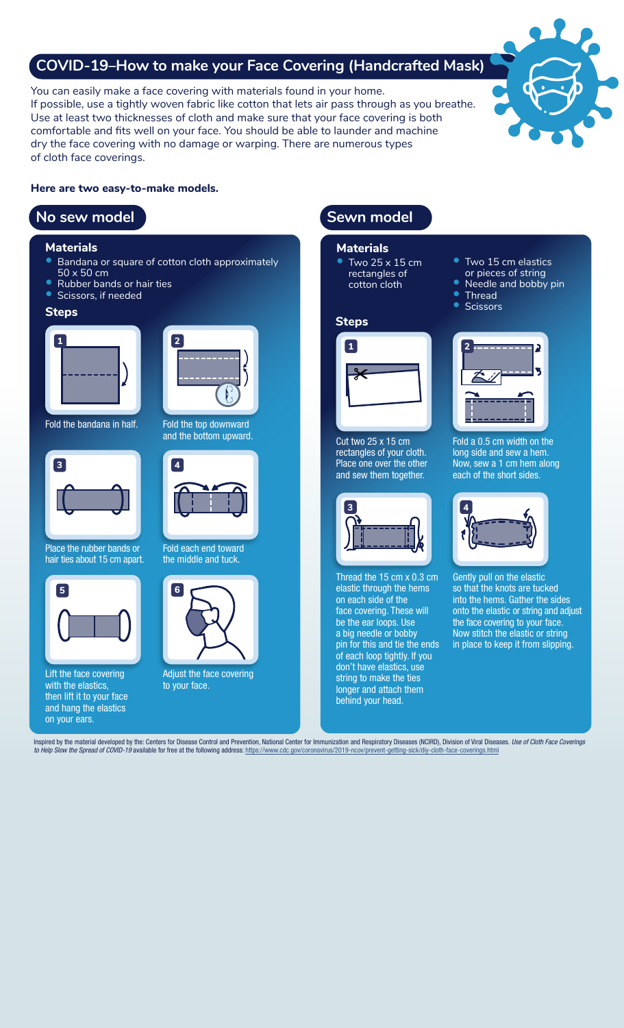# COVID-19–How to make your Face Covering (Handcrafted Mask)

You can easily make a face covering with materials found in your home. If possible, use a tightly woven fabric like cotton that lets air pass through as you breathe. Use at least two thicknesses of cloth and make sure that your face covering is both comfortable and fits well on your face. You should be able to launder and machine dry the face covering with no damage or warping. There are numerous types of cloth face coverings.

**Here are two easy-to-make models.**

## No sew model

### Materials

- Bandana or square of cotton cloth approximately 50 x 50 cm
- Rubber bands or hair ties
- Scissors, if needed

### Steps

1. Fold the bandana in half.
2. Fold the top downward and the bottom upward.
3. Place the rubber bands or hair ties about 15 cm apart.
4. Fold each end toward the middle and tuck.
5. Lift the face covering with the elastics, then lift it to your face and hang the elastics on your ears.
6. Adjust the face covering to your face.

## Sewn model

### Materials

- Two 25 x 15 cm rectangles of cotton cloth
- Two 15 cm elastics or pieces of string
- Needle and bobby pin
- Thread
- Scissors

### Steps

1. Cut two 25 x 15 cm rectangles of your cloth. Place one over the other and sew them together.
2. Fold a 0.5 cm width on the long side and sew a hem. Now, sew a 1 cm hem along each of the short sides.
3. Thread the 15 cm x 0.3 cm elastic through the hems on each side of the face covering. These will be the ear loops. Use a big needle or bobby pin for this and tie the ends of each loop tightly. If you don't have elastics, use string to make the ties longer and attach them behind your head.
4. Gently pull on the elastic so that the knots are tucked into the hems. Gather the sides onto the elastic or string and adjust the face covering to your face. Now stitch the elastic or string in place to keep it from slipping.

Inspired by the material developed by the: Centers for Disease Control and Prevention, National Center for Immunization and Respiratory Diseases (NCIRD), Division of Viral Diseases. *Use of Cloth Face Coverings to Help Slow the Spread of COVID-19* available for free at the following address: https://www.cdc.gov/coronavirus/2019-ncov/prevent-getting-sick/diy-cloth-face-coverings.html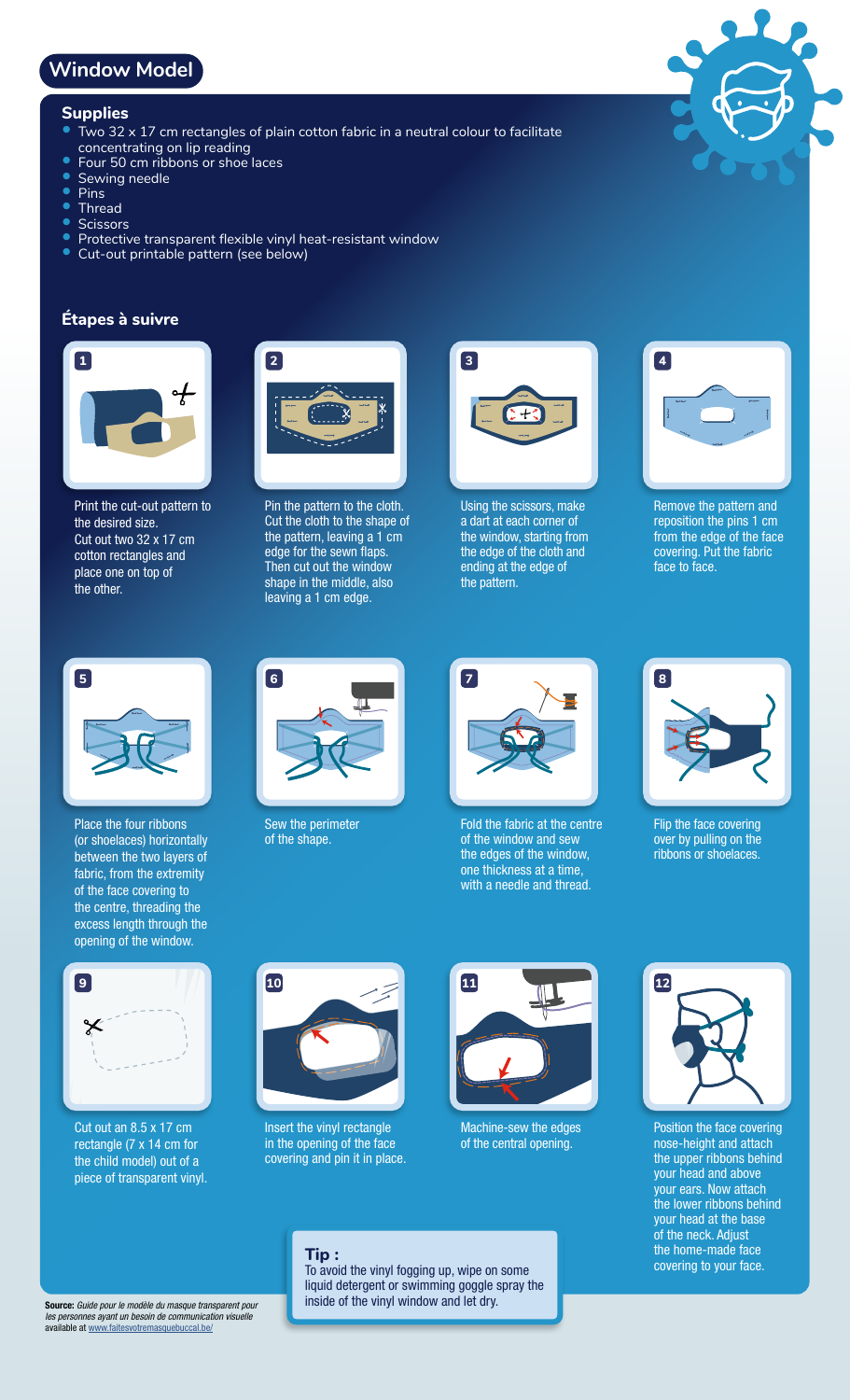# Window Model

## Supplies

- Two 32 x 17 cm rectangles of plain cotton fabric in a neutral colour to facilitate concentrating on lip reading
- Four 50 cm ribbons or shoe laces
- Sewing needle
- Pins
- Thread
- Scissors
- Protective transparent flexible vinyl heat-resistant window
- Cut-out printable pattern (see below)

## Étapes à suivre

**1** Print the cut-out pattern to the desired size. Cut out two 32 x 17 cm cotton rectangles and place one on top of the other.

**2** Pin the pattern to the cloth. Cut the cloth to the shape of the pattern, leaving a 1 cm edge for the sewn flaps. Then cut out the window shape in the middle, also leaving a 1 cm edge.

**3** Using the scissors, make a dart at each corner of the window, starting from the edge of the cloth and ending at the edge of the pattern.

**4** Remove the pattern and reposition the pins 1 cm from the edge of the face covering. Put the fabric face to face.

**5** Place the four ribbons (or shoelaces) horizontally between the two layers of fabric, from the extremity of the face covering to the centre, threading the excess length through the opening of the window.

**6** Sew the perimeter of the shape.

**7** Fold the fabric at the centre of the window and sew the edges of the window, one thickness at a time, with a needle and thread.

**8** Flip the face covering over by pulling on the ribbons or shoelaces.

**9** Cut out an 8.5 x 17 cm rectangle (7 x 14 cm for the child model) out of a piece of transparent vinyl.

**10** Insert the vinyl rectangle in the opening of the face covering and pin it in place.

**11** Machine-sew the edges of the central opening.

**12** Position the face covering nose-height and attach the upper ribbons behind your head and above your ears. Now attach the lower ribbons behind your head at the base of the neck. Adjust the home-made face covering to your face.

**Tip :**
To avoid the vinyl fogging up, wipe on some liquid detergent or swimming goggle spray the inside of the vinyl window and let dry.

**Source:** *Guide pour le modèle du masque transparent pour les personnes ayant un besoin de communication visuelle* available at www.faitesvotremasquebuccal.be/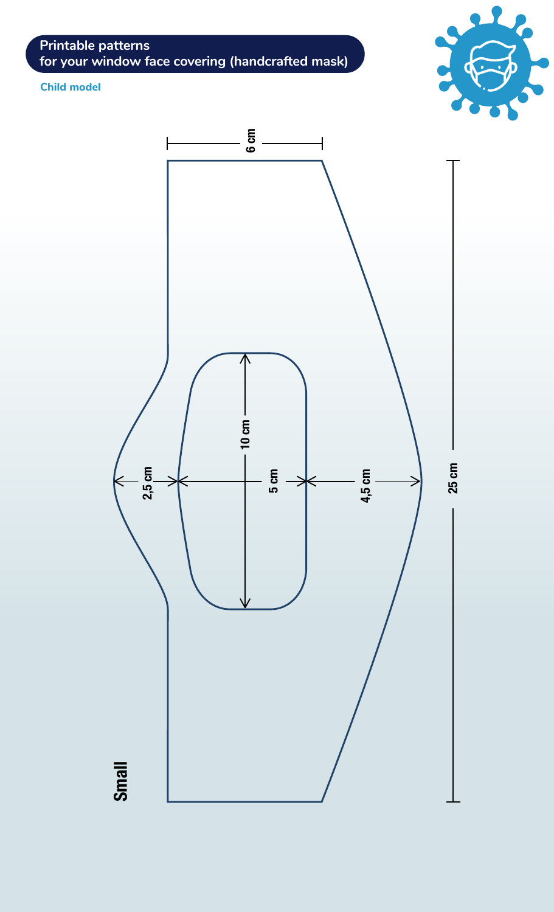**Printable patterns**
**for your window face covering (handcrafted mask)**

**Child model**

6 cm

10 cm

2,5 cm

5 cm

4,5 cm

25 cm

**Small**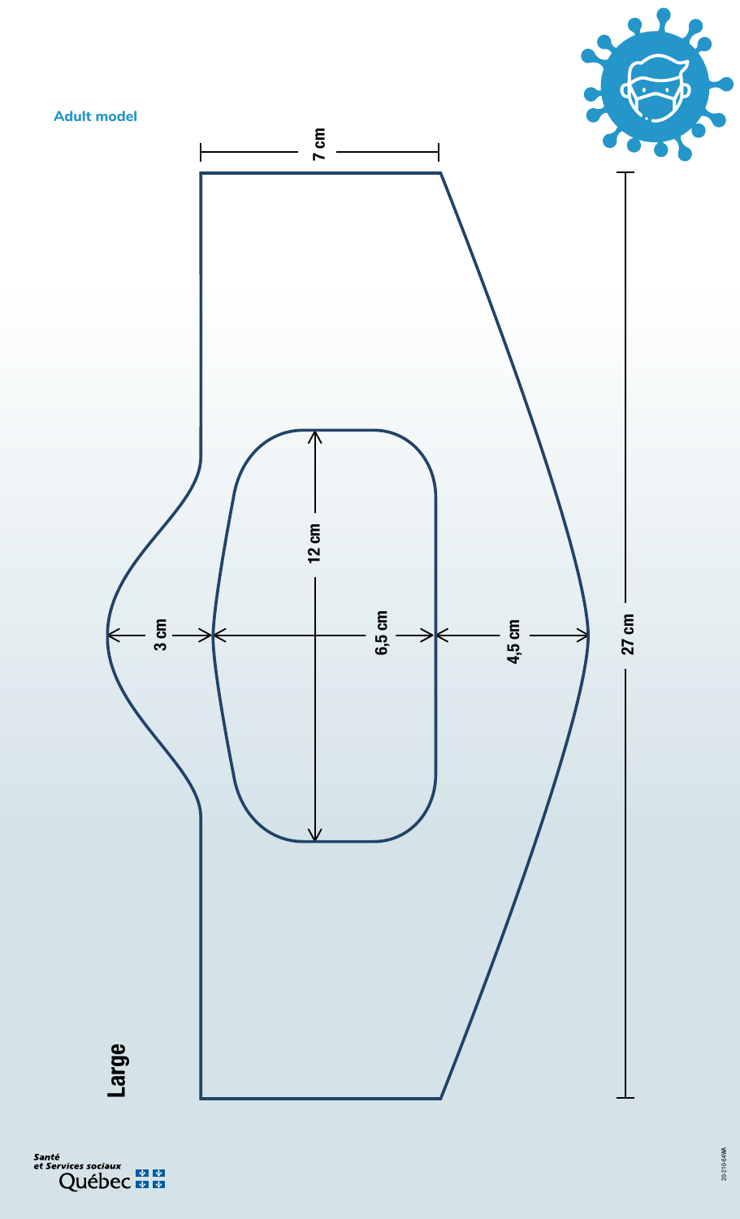**Adult model**

7 cm

12 cm

3 cm

6,5 cm

4,5 cm

27 cm

**Large**

*Santé et Services sociaux*
Québec

20-210-64WA